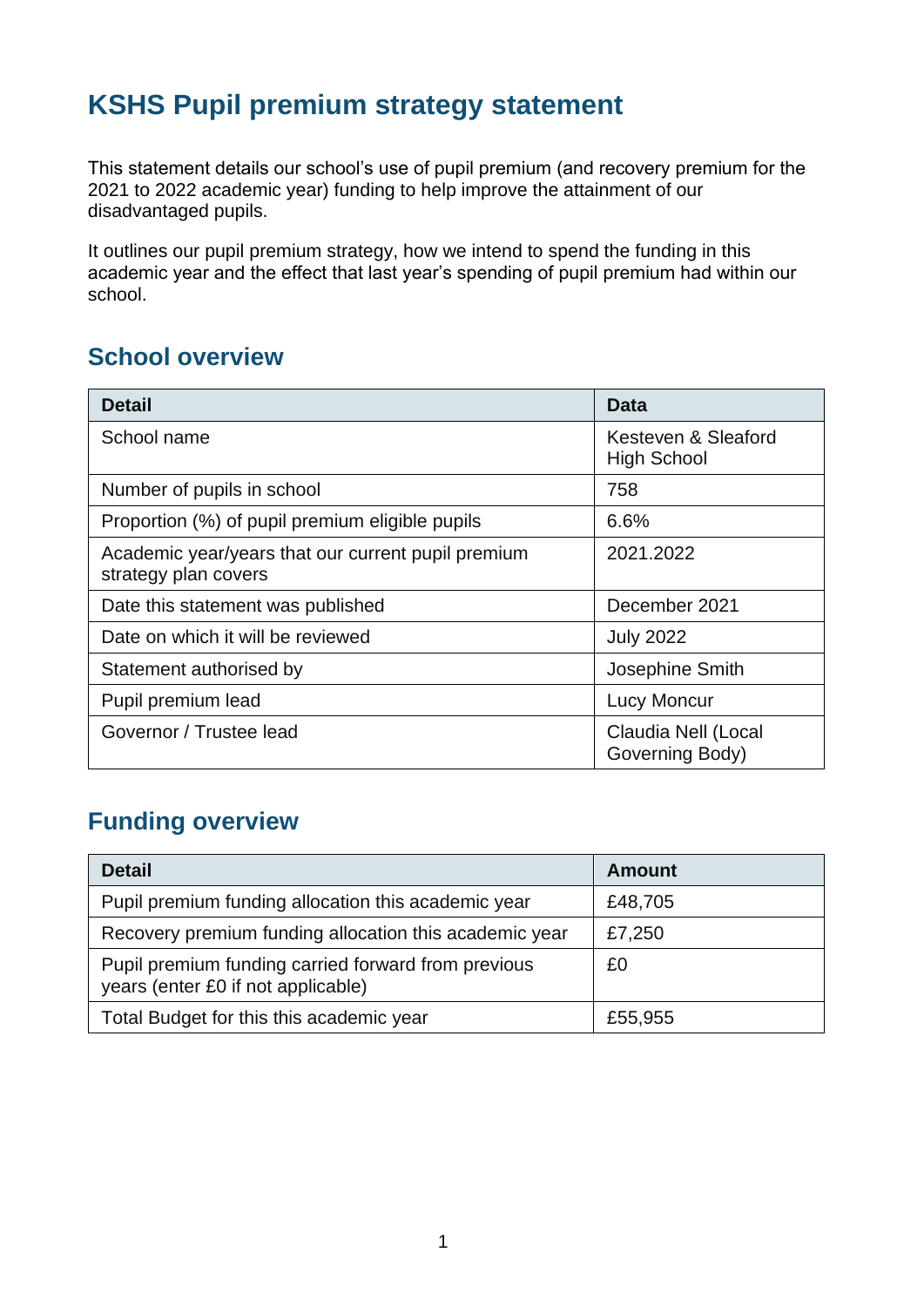# KSHS Pupil premium strategy statement

This statement details our school's use of pupil premium (and recovery premium for the 2021 to 2022 academic year) funding to help improve the attainment of our disadvantaged pupils.

It outlines our pupil premium strategy, how we intend to spend the funding in this academic year and the effect that last year's spending of pupil premium had within our school.

## School overview

| Detail | Data |
| --- | --- |
| School name | Kesteven & Sleaford High School |
| Number of pupils in school | 758 |
| Proportion (%) of pupil premium eligible pupils | 6.6% |
| Academic year/years that our current pupil premium strategy plan covers | 2021.2022 |
| Date this statement was published | December 2021 |
| Date on which it will be reviewed | July 2022 |
| Statement authorised by | Josephine Smith |
| Pupil premium lead | Lucy Moncur |
| Governor / Trustee lead | Claudia Nell (Local Governing Body) |

## Funding overview

| Detail | Amount |
| --- | --- |
| Pupil premium funding allocation this academic year | £48,705 |
| Recovery premium funding allocation this academic year | £7,250 |
| Pupil premium funding carried forward from previous years (enter £0 if not applicable) | £0 |
| Total Budget for this this academic year | £55,955 |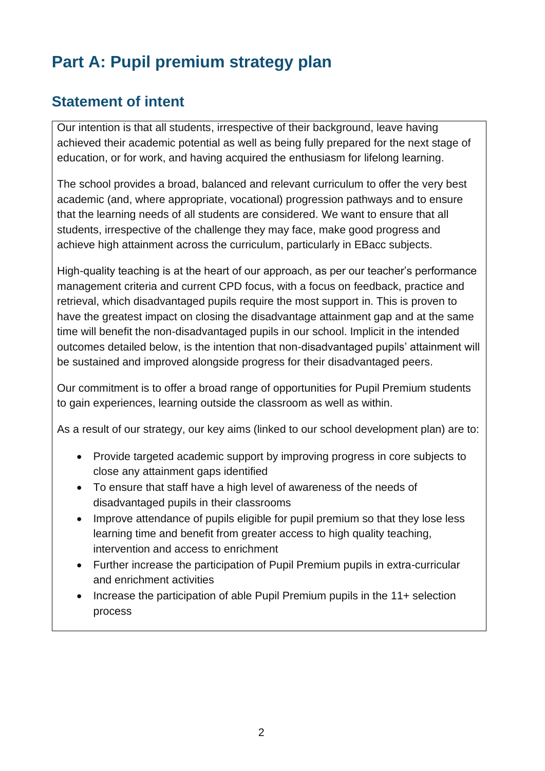# Part A: Pupil premium strategy plan

## Statement of intent

Our intention is that all students, irrespective of their background, leave having achieved their academic potential as well as being fully prepared for the next stage of education, or for work, and having acquired the enthusiasm for lifelong learning.

The school provides a broad, balanced and relevant curriculum to offer the very best academic (and, where appropriate, vocational) progression pathways and to ensure that the learning needs of all students are considered. We want to ensure that all students, irrespective of the challenge they may face, make good progress and achieve high attainment across the curriculum, particularly in EBacc subjects.

High-quality teaching is at the heart of our approach, as per our teacher's performance management criteria and current CPD focus, with a focus on feedback, practice and retrieval, which disadvantaged pupils require the most support in. This is proven to have the greatest impact on closing the disadvantage attainment gap and at the same time will benefit the non-disadvantaged pupils in our school. Implicit in the intended outcomes detailed below, is the intention that non-disadvantaged pupils' attainment will be sustained and improved alongside progress for their disadvantaged peers.

Our commitment is to offer a broad range of opportunities for Pupil Premium students to gain experiences, learning outside the classroom as well as within.

As a result of our strategy, our key aims (linked to our school development plan) are to:

- Provide targeted academic support by improving progress in core subjects to close any attainment gaps identified
- To ensure that staff have a high level of awareness of the needs of disadvantaged pupils in their classrooms
- Improve attendance of pupils eligible for pupil premium so that they lose less learning time and benefit from greater access to high quality teaching, intervention and access to enrichment
- Further increase the participation of Pupil Premium pupils in extra-curricular and enrichment activities
- Increase the participation of able Pupil Premium pupils in the 11+ selection process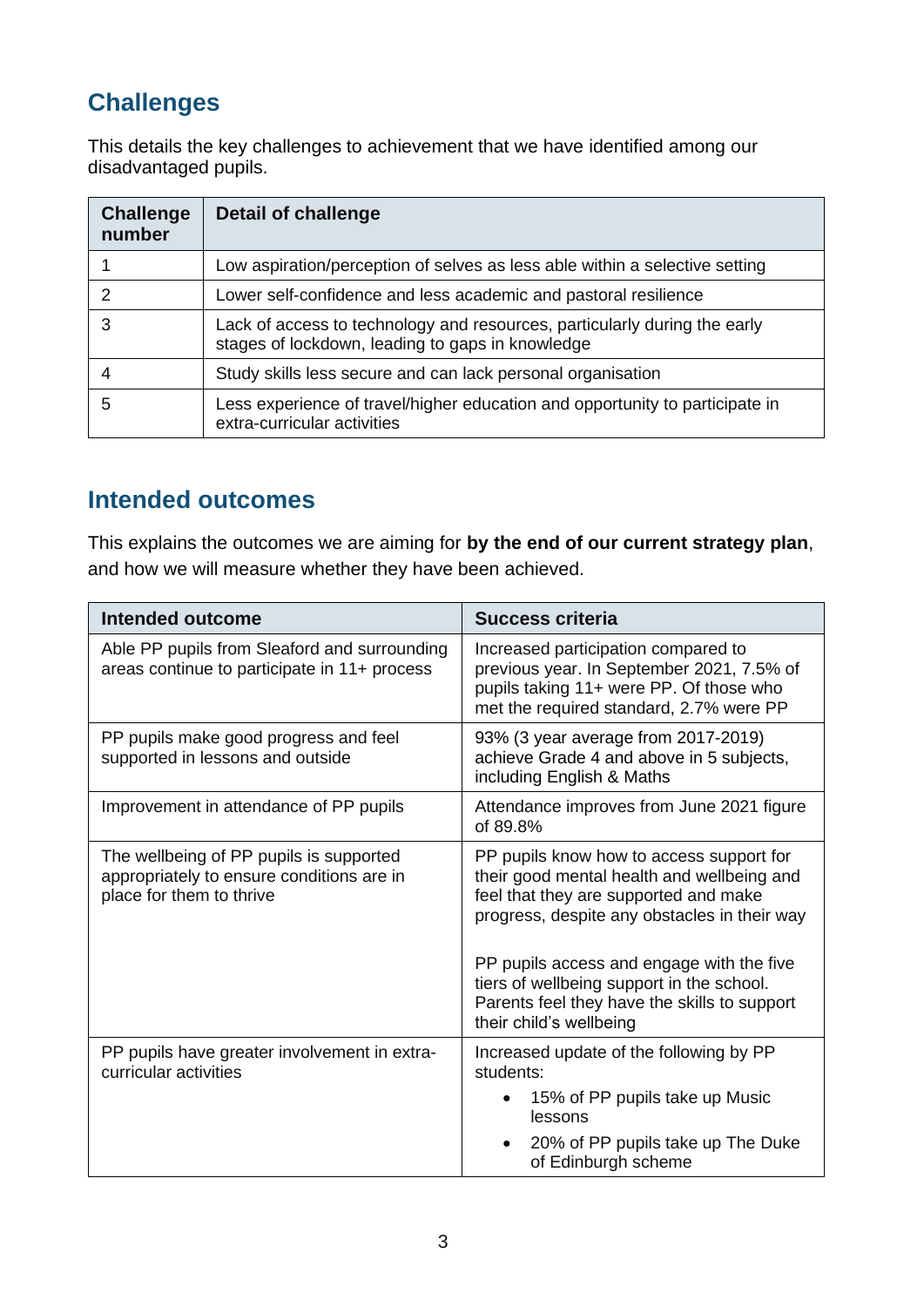## Challenges

This details the key challenges to achievement that we have identified among our disadvantaged pupils.

| Challenge number | Detail of challenge |
| --- | --- |
| 1 | Low aspiration/perception of selves as less able within a selective setting |
| 2 | Lower self-confidence and less academic and pastoral resilience |
| 3 | Lack of access to technology and resources, particularly during the early stages of lockdown, leading to gaps in knowledge |
| 4 | Study skills less secure and can lack personal organisation |
| 5 | Less experience of travel/higher education and opportunity to participate in extra-curricular activities |

## Intended outcomes

This explains the outcomes we are aiming for **by the end of our current strategy plan**, and how we will measure whether they have been achieved.

| Intended outcome | Success criteria |
| --- | --- |
| Able PP pupils from Sleaford and surrounding areas continue to participate in 11+ process | Increased participation compared to previous year. In September 2021, 7.5% of pupils taking 11+ were PP. Of those who met the required standard, 2.7% were PP |
| PP pupils make good progress and feel supported in lessons and outside | 93% (3 year average from 2017-2019) achieve Grade 4 and above in 5 subjects, including English & Maths |
| Improvement in attendance of PP pupils | Attendance improves from June 2021 figure of 89.8% |
| The wellbeing of PP pupils is supported appropriately to ensure conditions are in place for them to thrive | PP pupils know how to access support for their good mental health and wellbeing and feel that they are supported and make progress, despite any obstacles in their way<br><br>PP pupils access and engage with the five tiers of wellbeing support in the school. Parents feel they have the skills to support their child's wellbeing |
| PP pupils have greater involvement in extra-curricular activities | Increased update of the following by PP students:<br>• 15% of PP pupils take up Music lessons<br>• 20% of PP pupils take up The Duke of Edinburgh scheme |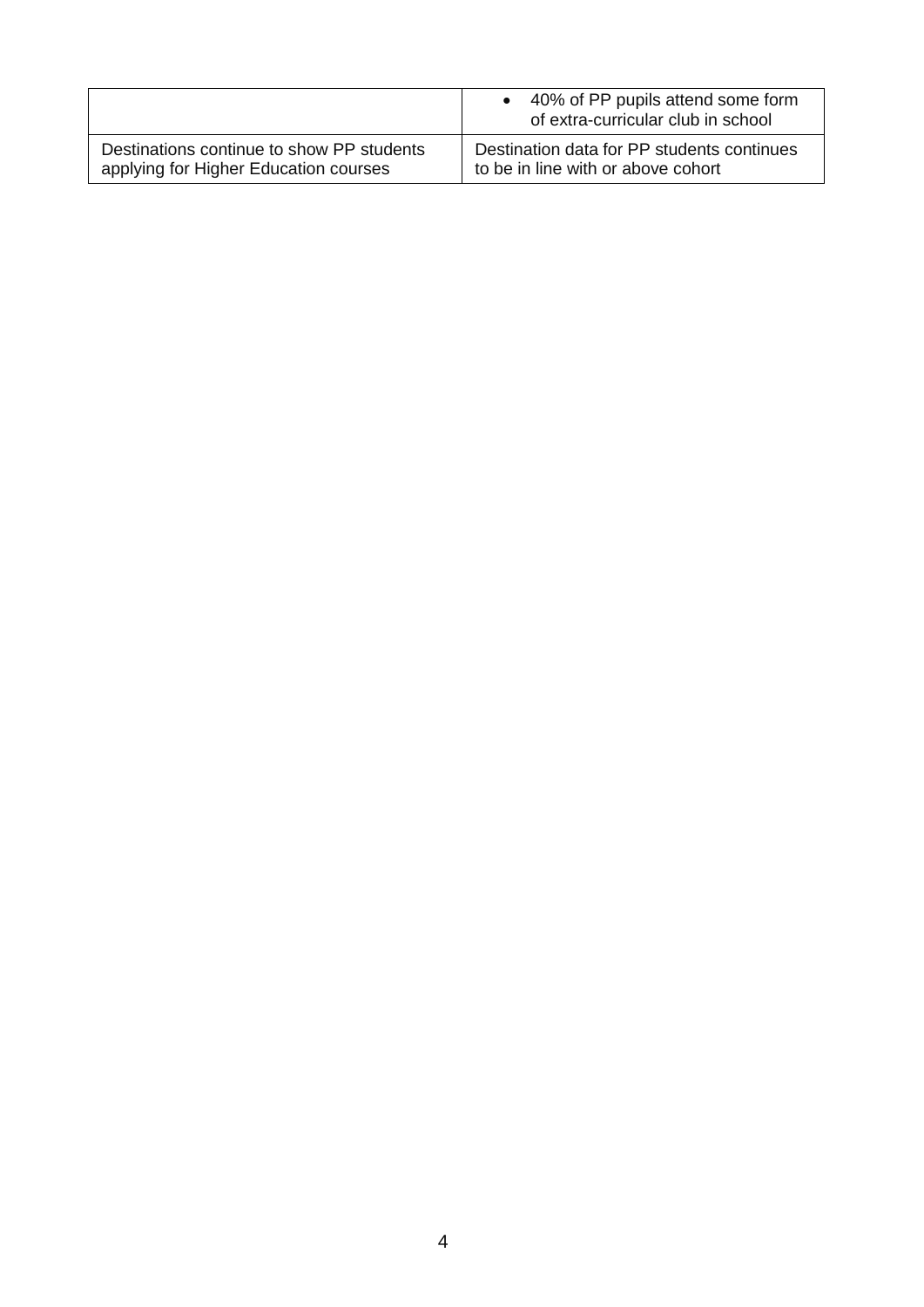| | |
|---|---|
| | • 40% of PP pupils attend some form of extra-curricular club in school |
| Destinations continue to show PP students applying for Higher Education courses | Destination data for PP students continues to be in line with or above cohort |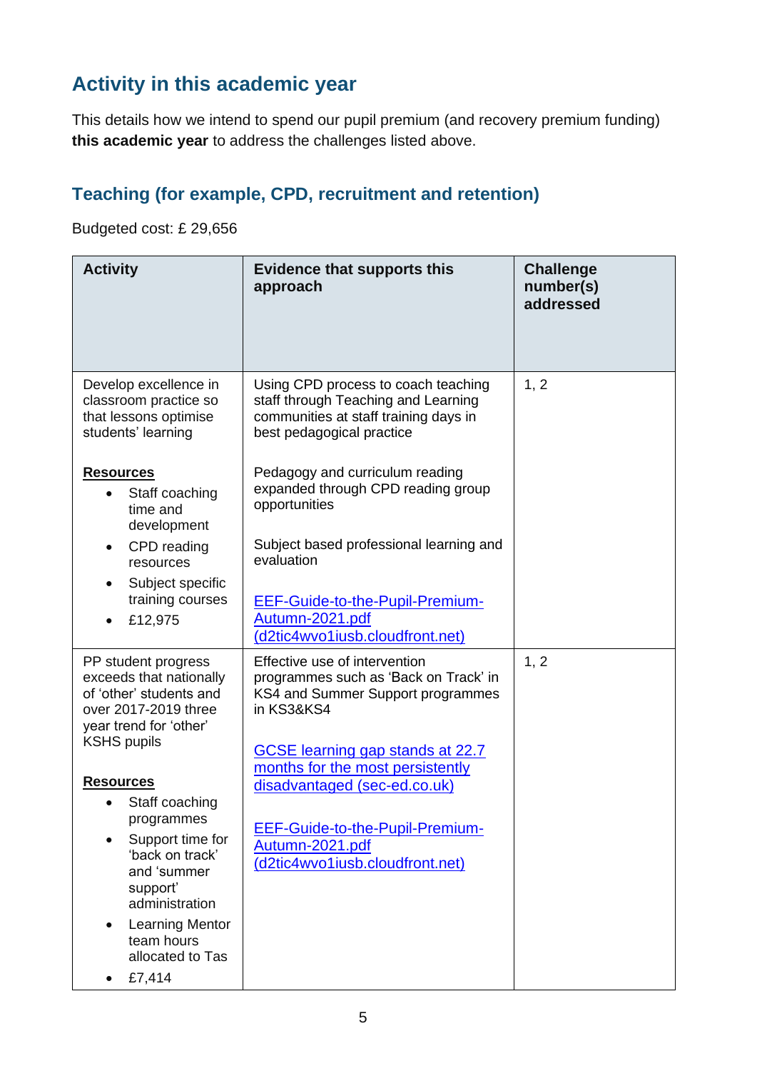## Activity in this academic year

This details how we intend to spend our pupil premium (and recovery premium funding) **this academic year** to address the challenges listed above.

### Teaching (for example, CPD, recruitment and retention)

Budgeted cost: £ 29,656

| Activity | Evidence that supports this approach | Challenge number(s) addressed |
|---|---|---|
| Develop excellence in classroom practice so that lessons optimise students' learning<br><br>**Resources**<br>• Staff coaching time and development<br>• CPD reading resources<br>• Subject specific training courses<br>• £12,975 | Using CPD process to coach teaching staff through Teaching and Learning communities at staff training days in best pedagogical practice<br><br>Pedagogy and curriculum reading expanded through CPD reading group opportunities<br><br>Subject based professional learning and evaluation<br><br>[EEF-Guide-to-the-Pupil-Premium-Autumn-2021.pdf (d2tic4wvo1iusb.cloudfront.net)] | 1, 2 |
| PP student progress exceeds that nationally of 'other' students and over 2017-2019 three year trend for 'other' KSHS pupils<br><br>**Resources**<br>• Staff coaching programmes<br>• Support time for 'back on track' and 'summer support' administration<br>• Learning Mentor team hours allocated to Tas<br>• £7,414 | Effective use of intervention programmes such as 'Back on Track' in KS4 and Summer Support programmes in KS3&KS4<br><br>[GCSE learning gap stands at 22.7 months for the most persistently disadvantaged (sec-ed.co.uk)]<br><br>[EEF-Guide-to-the-Pupil-Premium-Autumn-2021.pdf (d2tic4wvo1iusb.cloudfront.net)] | 1, 2 |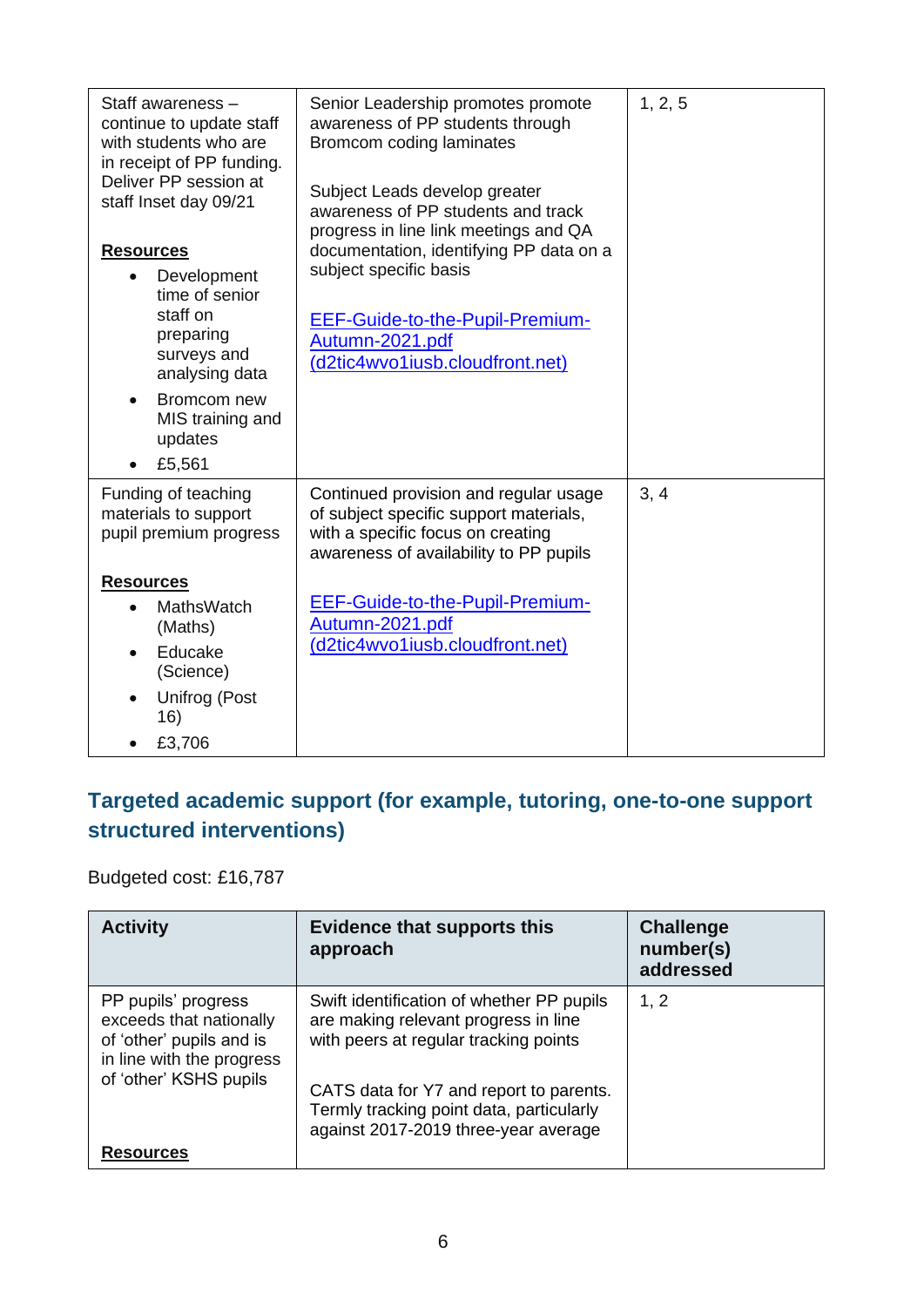| | | |
|---|---|---|
| Staff awareness – continue to update staff with students who are in receipt of PP funding. Deliver PP session at staff Inset day 09/21<br><br>**Resources**<br>• Development time of senior staff on preparing surveys and analysing data<br>• Bromcom new MIS training and updates<br>• £5,561 | Senior Leadership promotes promote awareness of PP students through Bromcom coding laminates<br><br>Subject Leads develop greater awareness of PP students and track progress in line link meetings and QA documentation, identifying PP data on a subject specific basis<br><br>[EEF-Guide-to-the-Pupil-Premium-Autumn-2021.pdf (d2tic4wvo1iusb.cloudfront.net)]() | 1, 2, 5 |
| Funding of teaching materials to support pupil premium progress<br><br>**Resources**<br>• MathsWatch (Maths)<br>• Educake (Science)<br>• Unifrog (Post 16)<br>• £3,706 | Continued provision and regular usage of subject specific support materials, with a specific focus on creating awareness of availability to PP pupils<br><br>[EEF-Guide-to-the-Pupil-Premium-Autumn-2021.pdf (d2tic4wvo1iusb.cloudfront.net)]() | 3, 4 |

## Targeted academic support (for example, tutoring, one-to-one support structured interventions)

Budgeted cost: £16,787

| Activity | Evidence that supports this approach | Challenge number(s) addressed |
|---|---|---|
| PP pupils' progress exceeds that nationally of 'other' pupils and is in line with the progress of 'other' KSHS pupils<br><br>**Resources** | Swift identification of whether PP pupils are making relevant progress in line with peers at regular tracking points<br><br>CATS data for Y7 and report to parents. Termly tracking point data, particularly against 2017-2019 three-year average | 1, 2 |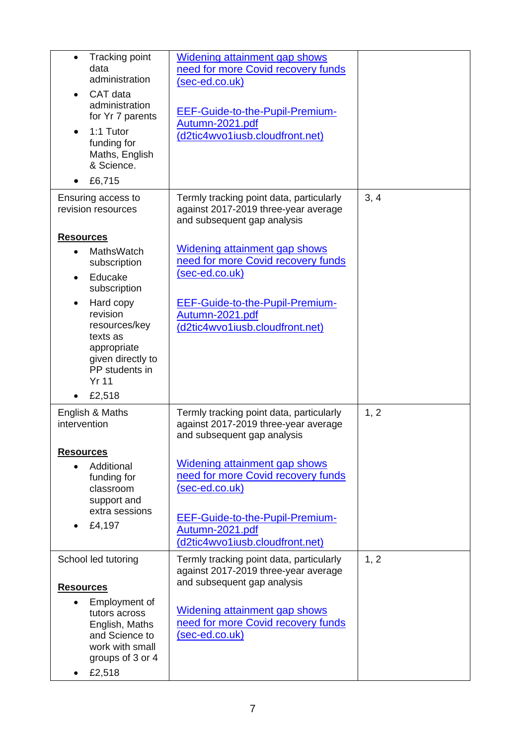| | | |
|---|---|---|
| • Tracking point data administration<br>• CAT data administration for Yr 7 parents<br>• 1:1 Tutor funding for Maths, English & Science.<br>• £6,715 | Widening attainment gap shows need for more Covid recovery funds (sec-ed.co.uk)<br><br>EEF-Guide-to-the-Pupil-Premium-Autumn-2021.pdf (d2tic4wvo1iusb.cloudfront.net) | |
| Ensuring access to revision resources<br><br>**Resources**<br>• MathsWatch subscription<br>• Educake subscription<br>• Hard copy revision resources/key texts as appropriate given directly to PP students in Yr 11<br>• £2,518 | Termly tracking point data, particularly against 2017-2019 three-year average and subsequent gap analysis<br><br>Widening attainment gap shows need for more Covid recovery funds (sec-ed.co.uk)<br><br>EEF-Guide-to-the-Pupil-Premium-Autumn-2021.pdf (d2tic4wvo1iusb.cloudfront.net) | 3, 4 |
| English & Maths intervention<br><br>**Resources**<br>• Additional funding for classroom support and extra sessions<br>• £4,197 | Termly tracking point data, particularly against 2017-2019 three-year average and subsequent gap analysis<br><br>Widening attainment gap shows need for more Covid recovery funds (sec-ed.co.uk)<br><br>EEF-Guide-to-the-Pupil-Premium-Autumn-2021.pdf (d2tic4wvo1iusb.cloudfront.net) | 1, 2 |
| School led tutoring<br><br>**Resources**<br>• Employment of tutors across English, Maths and Science to work with small groups of 3 or 4<br>• £2,518 | Termly tracking point data, particularly against 2017-2019 three-year average and subsequent gap analysis<br><br>Widening attainment gap shows need for more Covid recovery funds (sec-ed.co.uk) | 1, 2 |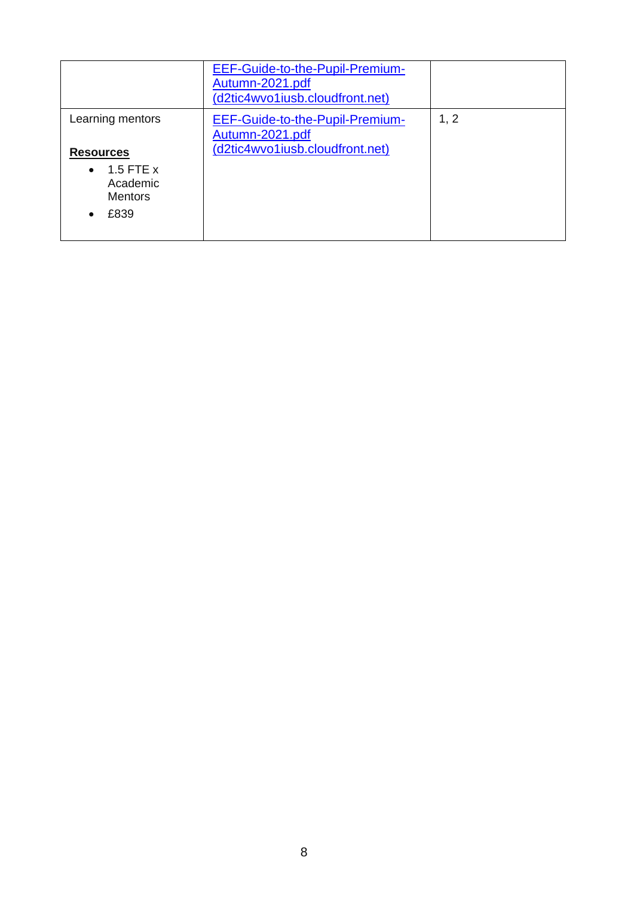| | | |
|---|---|---|
| | [EEF-Guide-to-the-Pupil-Premium-Autumn-2021.pdf (d2tic4wvo1iusb.cloudfront.net)]() | |
| Learning mentors<br><br>**Resources**<br>• 1.5 FTE x Academic Mentors<br>• £839 | [EEF-Guide-to-the-Pupil-Premium-Autumn-2021.pdf (d2tic4wvo1iusb.cloudfront.net)]() | 1, 2 |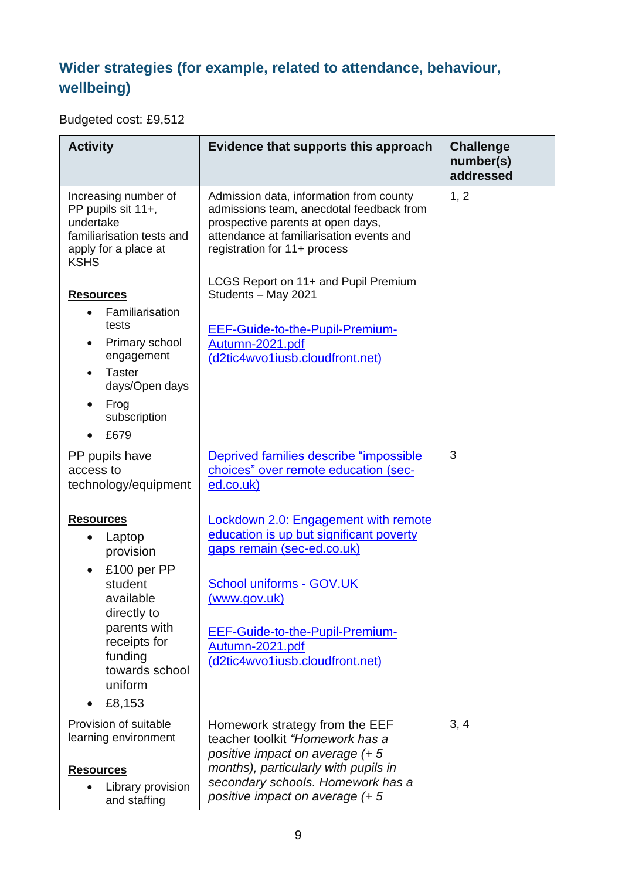## Wider strategies (for example, related to attendance, behaviour, wellbeing)

Budgeted cost: £9,512

| Activity | Evidence that supports this approach | Challenge number(s) addressed |
|---|---|---|
| Increasing number of PP pupils sit 11+, undertake familiarisation tests and apply for a place at KSHS<br><br>**Resources**<br>• Familiarisation tests<br>• Primary school engagement<br>• Taster days/Open days<br>• Frog subscription<br>• £679 | Admission data, information from county admissions team, anecdotal feedback from prospective parents at open days, attendance at familiarisation events and registration for 11+ process<br><br>LCGS Report on 11+ and Pupil Premium Students – May 2021<br><br>EEF-Guide-to-the-Pupil-Premium-Autumn-2021.pdf (d2tic4wvo1iusb.cloudfront.net) | 1, 2 |
| PP pupils have access to technology/equipment<br><br>**Resources**<br>• Laptop provision<br>• £100 per PP student available directly to parents with receipts for funding towards school uniform<br>• £8,153 | Deprived families describe "impossible choices" over remote education (sec-ed.co.uk)<br><br>Lockdown 2.0: Engagement with remote education is up but significant poverty gaps remain (sec-ed.co.uk)<br><br>School uniforms - GOV.UK (www.gov.uk)<br><br>EEF-Guide-to-the-Pupil-Premium-Autumn-2021.pdf (d2tic4wvo1iusb.cloudfront.net) | 3 |
| Provision of suitable learning environment<br><br>**Resources**<br>• Library provision and staffing | Homework strategy from the EEF teacher toolkit *"Homework has a positive impact on average (+ 5 months), particularly with pupils in secondary schools. Homework has a positive impact on average (+ 5* | 3, 4 |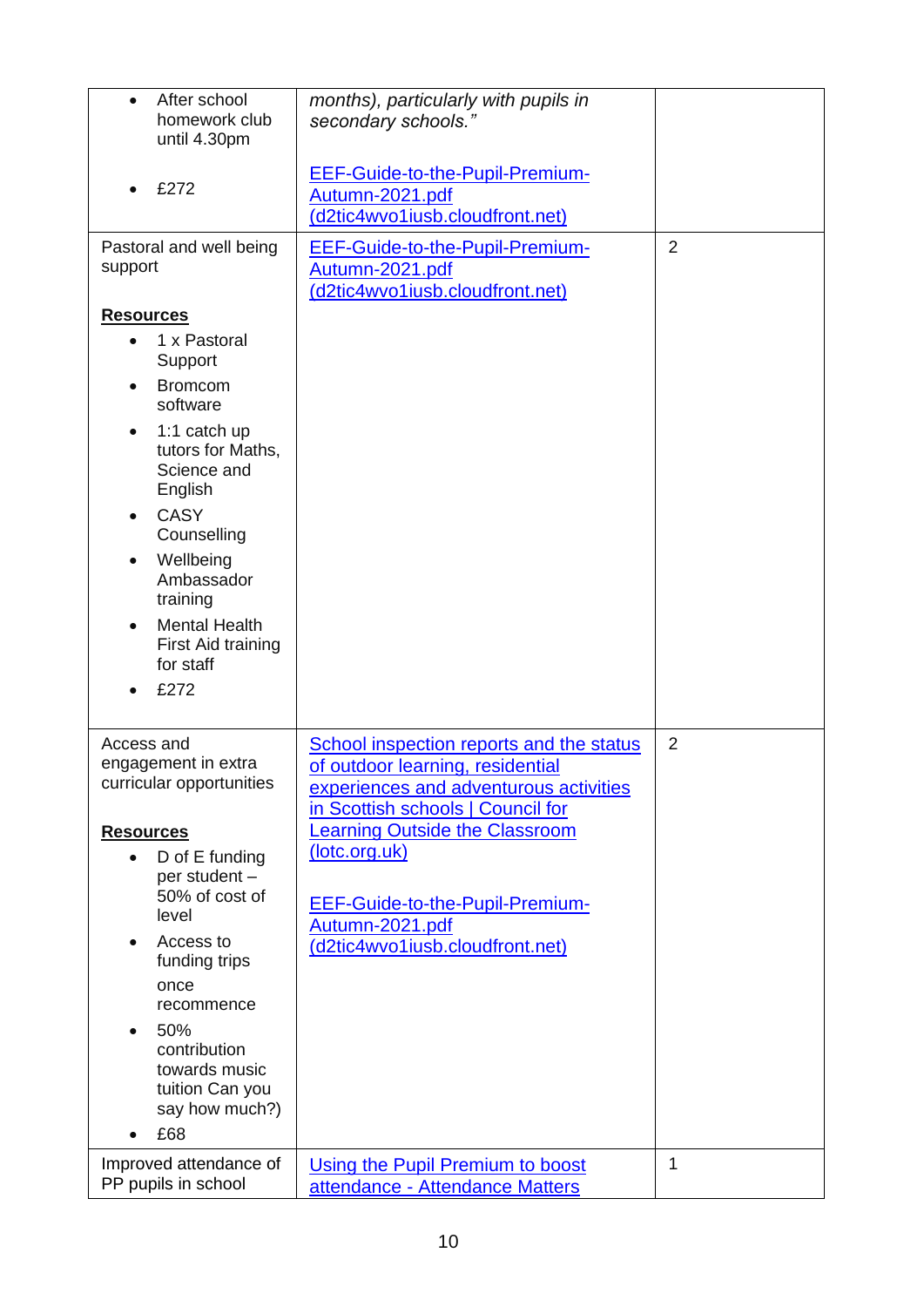| | | |
|---|---|---|
| <ul><li>After school homework club until 4.30pm</li><li>£272</li></ul> | *months), particularly with pupils in secondary schools."*<br><br>EEF-Guide-to-the-Pupil-Premium-Autumn-2021.pdf (d2tic4wvo1iusb.cloudfront.net) | |
| Pastoral and well being support<br><br>**Resources**<ul><li>1 x Pastoral Support</li><li>Bromcom software</li><li>1:1 catch up tutors for Maths, Science and English</li><li>CASY Counselling</li><li>Wellbeing Ambassador training</li><li>Mental Health First Aid training for staff</li><li>£272</li></ul> | EEF-Guide-to-the-Pupil-Premium-Autumn-2021.pdf (d2tic4wvo1iusb.cloudfront.net) | 2 |
| Access and engagement in extra curricular opportunities<br><br>**Resources**<ul><li>D of E funding per student – 50% of cost of level</li><li>Access to funding trips once recommence</li><li>50% contribution towards music tuition Can you say how much?)</li><li>£68</li></ul> | School inspection reports and the status of outdoor learning, residential experiences and adventurous activities in Scottish schools \| Council for Learning Outside the Classroom (lotc.org.uk)<br><br>EEF-Guide-to-the-Pupil-Premium-Autumn-2021.pdf (d2tic4wvo1iusb.cloudfront.net) | 2 |
| Improved attendance of PP pupils in school | Using the Pupil Premium to boost attendance - Attendance Matters | 1 |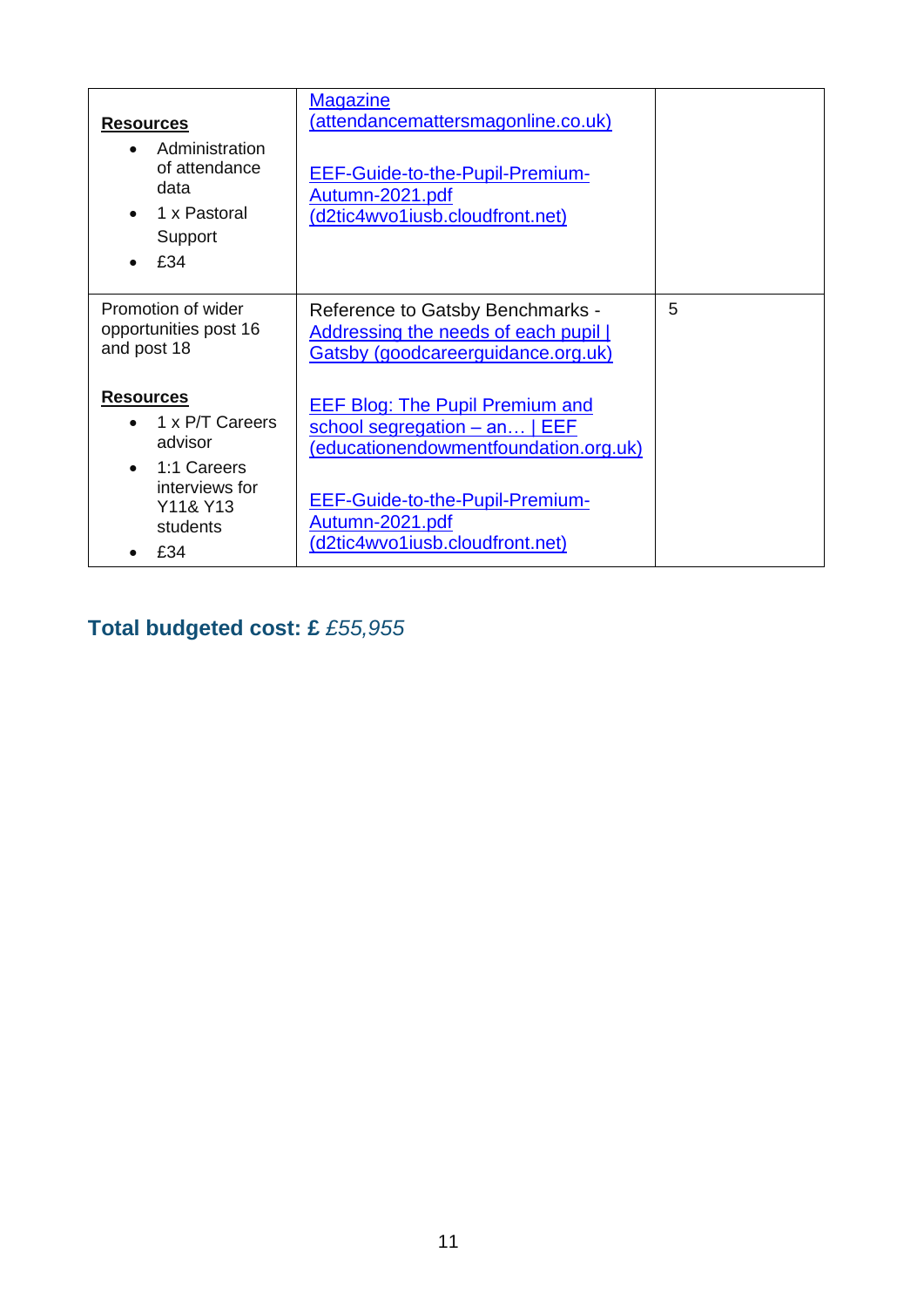| | | |
|---|---|---|
| **Resources**<br>• Administration of attendance data<br>• 1 x Pastoral Support<br>• £34 | Magazine (attendancemattersmagonline.co.uk)<br><br>EEF-Guide-to-the-Pupil-Premium-Autumn-2021.pdf (d2tic4wvo1iusb.cloudfront.net) | |
| Promotion of wider opportunities post 16 and post 18<br><br>**Resources**<br>• 1 x P/T Careers advisor<br>• 1:1 Careers interviews for Y11& Y13 students<br>• £34 | Reference to Gatsby Benchmarks - Addressing the needs of each pupil \| Gatsby (goodcareerguidance.org.uk)<br><br>EEF Blog: The Pupil Premium and school segregation – an… \| EEF (educationendowmentfoundation.org.uk)<br><br>EEF-Guide-to-the-Pupil-Premium-Autumn-2021.pdf (d2tic4wvo1iusb.cloudfront.net) | 5 |

## Total budgeted cost: £ *£55,955*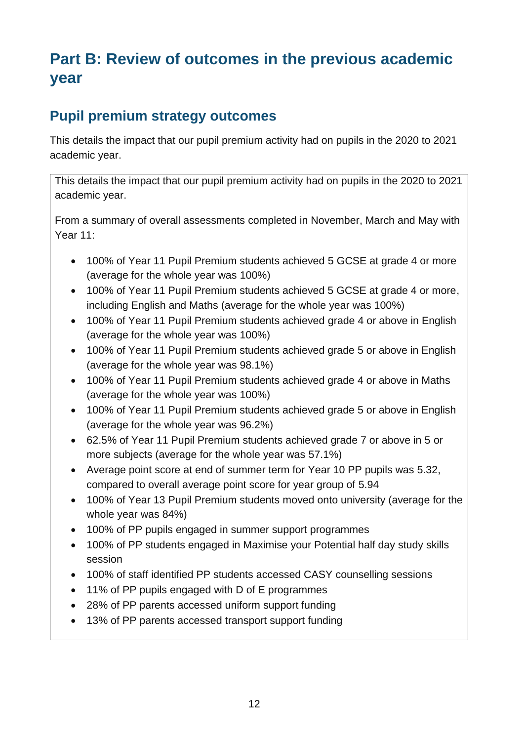# Part B: Review of outcomes in the previous academic year

## Pupil premium strategy outcomes

This details the impact that our pupil premium activity had on pupils in the 2020 to 2021 academic year.

This details the impact that our pupil premium activity had on pupils in the 2020 to 2021 academic year.

From a summary of overall assessments completed in November, March and May with Year 11:

- 100% of Year 11 Pupil Premium students achieved 5 GCSE at grade 4 or more (average for the whole year was 100%)
- 100% of Year 11 Pupil Premium students achieved 5 GCSE at grade 4 or more, including English and Maths (average for the whole year was 100%)
- 100% of Year 11 Pupil Premium students achieved grade 4 or above in English (average for the whole year was 100%)
- 100% of Year 11 Pupil Premium students achieved grade 5 or above in English (average for the whole year was 98.1%)
- 100% of Year 11 Pupil Premium students achieved grade 4 or above in Maths (average for the whole year was 100%)
- 100% of Year 11 Pupil Premium students achieved grade 5 or above in English (average for the whole year was 96.2%)
- 62.5% of Year 11 Pupil Premium students achieved grade 7 or above in 5 or more subjects (average for the whole year was 57.1%)
- Average point score at end of summer term for Year 10 PP pupils was 5.32, compared to overall average point score for year group of 5.94
- 100% of Year 13 Pupil Premium students moved onto university (average for the whole year was 84%)
- 100% of PP pupils engaged in summer support programmes
- 100% of PP students engaged in Maximise your Potential half day study skills session
- 100% of staff identified PP students accessed CASY counselling sessions
- 11% of PP pupils engaged with D of E programmes
- 28% of PP parents accessed uniform support funding
- 13% of PP parents accessed transport support funding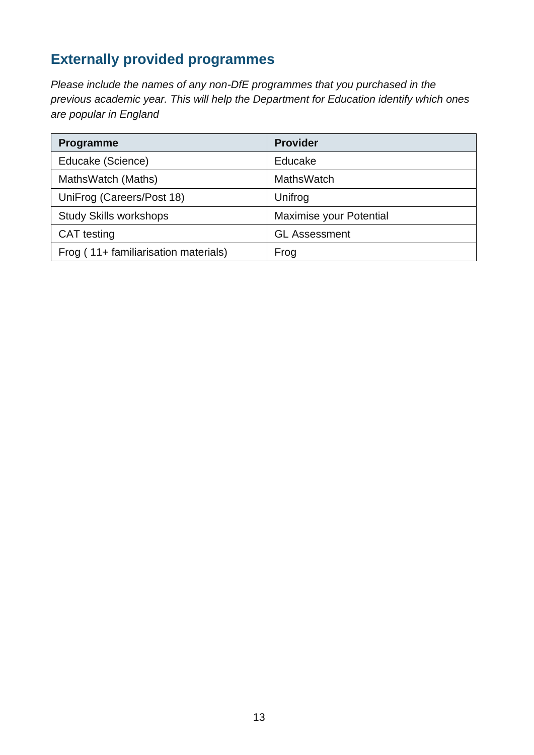## Externally provided programmes

*Please include the names of any non-DfE programmes that you purchased in the previous academic year. This will help the Department for Education identify which ones are popular in England*

| Programme | Provider |
|---|---|
| Educake (Science) | Educake |
| MathsWatch (Maths) | MathsWatch |
| UniFrog (Careers/Post 18) | Unifrog |
| Study Skills workshops | Maximise your Potential |
| CAT testing | GL Assessment |
| Frog ( 11+ familiarisation materials) | Frog |